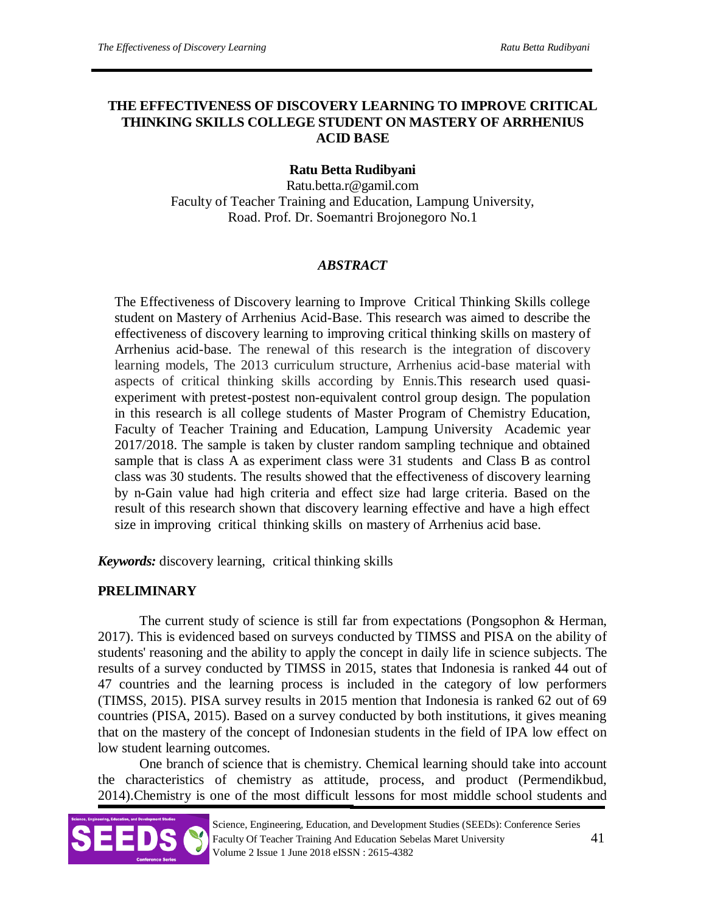# THE EFFECTIVENESS OF DISCOVERY LEARNING TO IMPROVE CRITICAL THINKING SKILLS COLLEGE STUDENT ON MASTERY OF ARRHENIUS ACID BASE

**Ratu Betta Rudibyani**

Ratu.betta.r@gamil.com
Faculty of Teacher Training and Education, Lampung University,
Road. Prof. Dr. Soemantri Brojonegoro No.1

## *ABSTRACT*

The Effectiveness of Discovery learning to Improve Critical Thinking Skills college student on Mastery of Arrhenius Acid-Base. This research was aimed to describe the effectiveness of discovery learning to improving critical thinking skills on mastery of Arrhenius acid-base. The renewal of this research is the integration of discovery learning models, The 2013 curriculum structure, Arrhenius acid-base material with aspects of critical thinking skills according by Ennis.This research used quasi-experiment with pretest-postest non-equivalent control group design. The population in this research is all college students of Master Program of Chemistry Education, Faculty of Teacher Training and Education, Lampung University Academic year 2017/2018. The sample is taken by cluster random sampling technique and obtained sample that is class A as experiment class were 31 students and Class B as control class was 30 students. The results showed that the effectiveness of discovery learning by n-Gain value had high criteria and effect size had large criteria. Based on the result of this research shown that discovery learning effective and have a high effect size in improving critical thinking skills on mastery of Arrhenius acid base.

***Keywords:*** discovery learning, critical thinking skills

## PRELIMINARY

The current study of science is still far from expectations (Pongsophon & Herman, 2017). This is evidenced based on surveys conducted by TIMSS and PISA on the ability of students' reasoning and the ability to apply the concept in daily life in science subjects. The results of a survey conducted by TIMSS in 2015, states that Indonesia is ranked 44 out of 47 countries and the learning process is included in the category of low performers (TIMSS, 2015). PISA survey results in 2015 mention that Indonesia is ranked 62 out of 69 countries (PISA, 2015). Based on a survey conducted by both institutions, it gives meaning that on the mastery of the concept of Indonesian students in the field of IPA low effect on low student learning outcomes.

One branch of science that is chemistry. Chemical learning should take into account the characteristics of chemistry as attitude, process, and product (Permendikbud, 2014).Chemistry is one of the most difficult lessons for most middle school students and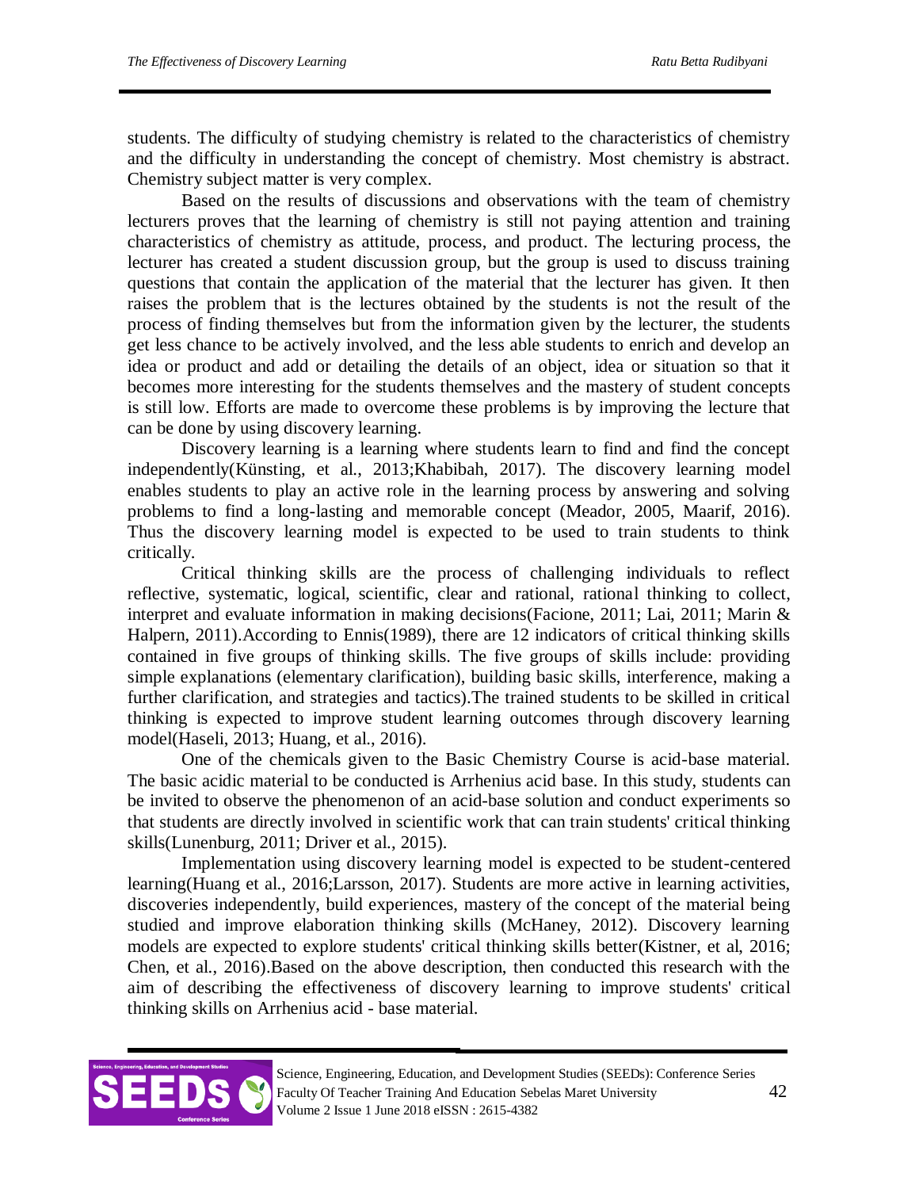students. The difficulty of studying chemistry is related to the characteristics of chemistry and the difficulty in understanding the concept of chemistry. Most chemistry is abstract. Chemistry subject matter is very complex.

Based on the results of discussions and observations with the team of chemistry lecturers proves that the learning of chemistry is still not paying attention and training characteristics of chemistry as attitude, process, and product. The lecturing process, the lecturer has created a student discussion group, but the group is used to discuss training questions that contain the application of the material that the lecturer has given. It then raises the problem that is the lectures obtained by the students is not the result of the process of finding themselves but from the information given by the lecturer, the students get less chance to be actively involved, and the less able students to enrich and develop an idea or product and add or detailing the details of an object, idea or situation so that it becomes more interesting for the students themselves and the mastery of student concepts is still low. Efforts are made to overcome these problems is by improving the lecture that can be done by using discovery learning.

Discovery learning is a learning where students learn to find and find the concept independently(Künsting, et al., 2013;Khabibah, 2017). The discovery learning model enables students to play an active role in the learning process by answering and solving problems to find a long-lasting and memorable concept (Meador, 2005, Maarif, 2016). Thus the discovery learning model is expected to be used to train students to think critically.

Critical thinking skills are the process of challenging individuals to reflect reflective, systematic, logical, scientific, clear and rational, rational thinking to collect, interpret and evaluate information in making decisions(Facione, 2011; Lai, 2011; Marin & Halpern, 2011).According to Ennis(1989), there are 12 indicators of critical thinking skills contained in five groups of thinking skills. The five groups of skills include: providing simple explanations (elementary clarification), building basic skills, interference, making a further clarification, and strategies and tactics).The trained students to be skilled in critical thinking is expected to improve student learning outcomes through discovery learning model(Haseli, 2013; Huang, et al., 2016).

One of the chemicals given to the Basic Chemistry Course is acid-base material. The basic acidic material to be conducted is Arrhenius acid base. In this study, students can be invited to observe the phenomenon of an acid-base solution and conduct experiments so that students are directly involved in scientific work that can train students' critical thinking skills(Lunenburg, 2011; Driver et al., 2015).

Implementation using discovery learning model is expected to be student-centered learning(Huang et al., 2016;Larsson, 2017). Students are more active in learning activities, discoveries independently, build experiences, mastery of the concept of the material being studied and improve elaboration thinking skills (McHaney, 2012). Discovery learning models are expected to explore students' critical thinking skills better(Kistner, et al, 2016; Chen, et al., 2016).Based on the above description, then conducted this research with the aim of describing the effectiveness of discovery learning to improve students' critical thinking skills on Arrhenius acid - base material.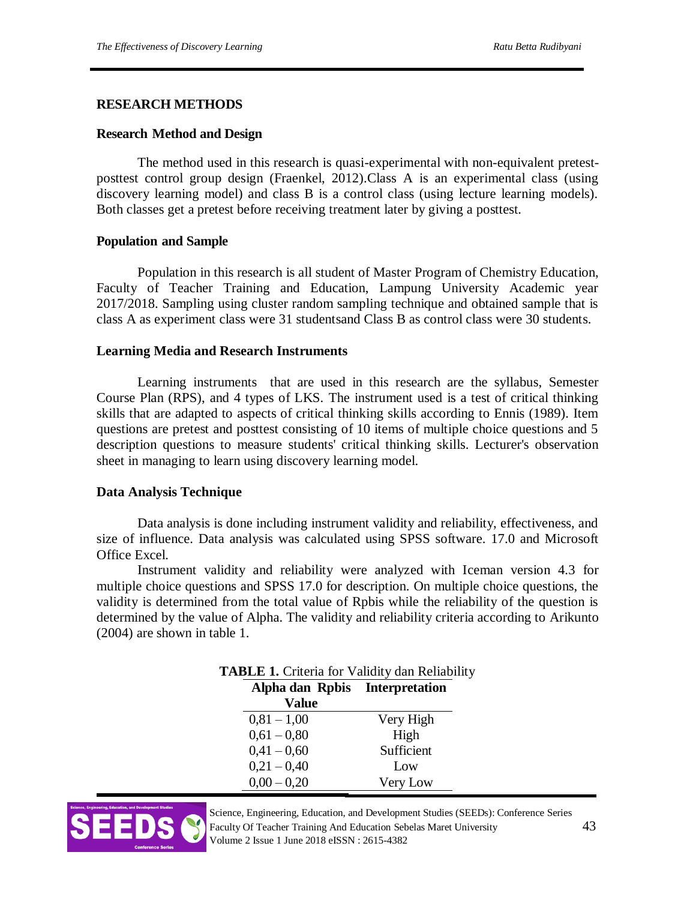## RESEARCH METHODS

### Research Method and Design

The method used in this research is quasi-experimental with non-equivalent pretest-posttest control group design (Fraenkel, 2012).Class A is an experimental class (using discovery learning model) and class B is a control class (using lecture learning models). Both classes get a pretest before receiving treatment later by giving a posttest.

### Population and Sample

Population in this research is all student of Master Program of Chemistry Education, Faculty of Teacher Training and Education, Lampung University Academic year 2017/2018. Sampling using cluster random sampling technique and obtained sample that is class A as experiment class were 31 studentsand Class B as control class were 30 students.

### Learning Media and Research Instruments

Learning instruments that are used in this research are the syllabus, Semester Course Plan (RPS), and 4 types of LKS. The instrument used is a test of critical thinking skills that are adapted to aspects of critical thinking skills according to Ennis (1989). Item questions are pretest and posttest consisting of 10 items of multiple choice questions and 5 description questions to measure students' critical thinking skills. Lecturer's observation sheet in managing to learn using discovery learning model.

### Data Analysis Technique

Data analysis is done including instrument validity and reliability, effectiveness, and size of influence. Data analysis was calculated using SPSS software. 17.0 and Microsoft Office Excel.

Instrument validity and reliability were analyzed with Iceman version 4.3 for multiple choice questions and SPSS 17.0 for description. On multiple choice questions, the validity is determined from the total value of Rpbis while the reliability of the question is determined by the value of Alpha. The validity and reliability criteria according to Arikunto (2004) are shown in table 1.

**TABLE 1.** Criteria for Validity dan Reliability

| Alpha dan Rpbis Value | Interpretation |
|---|---|
| 0,81 – 1,00 | Very High |
| 0,61 – 0,80 | High |
| 0,41 – 0,60 | Sufficient |
| 0,21 – 0,40 | Low |
| 0,00 – 0,20 | Very Low |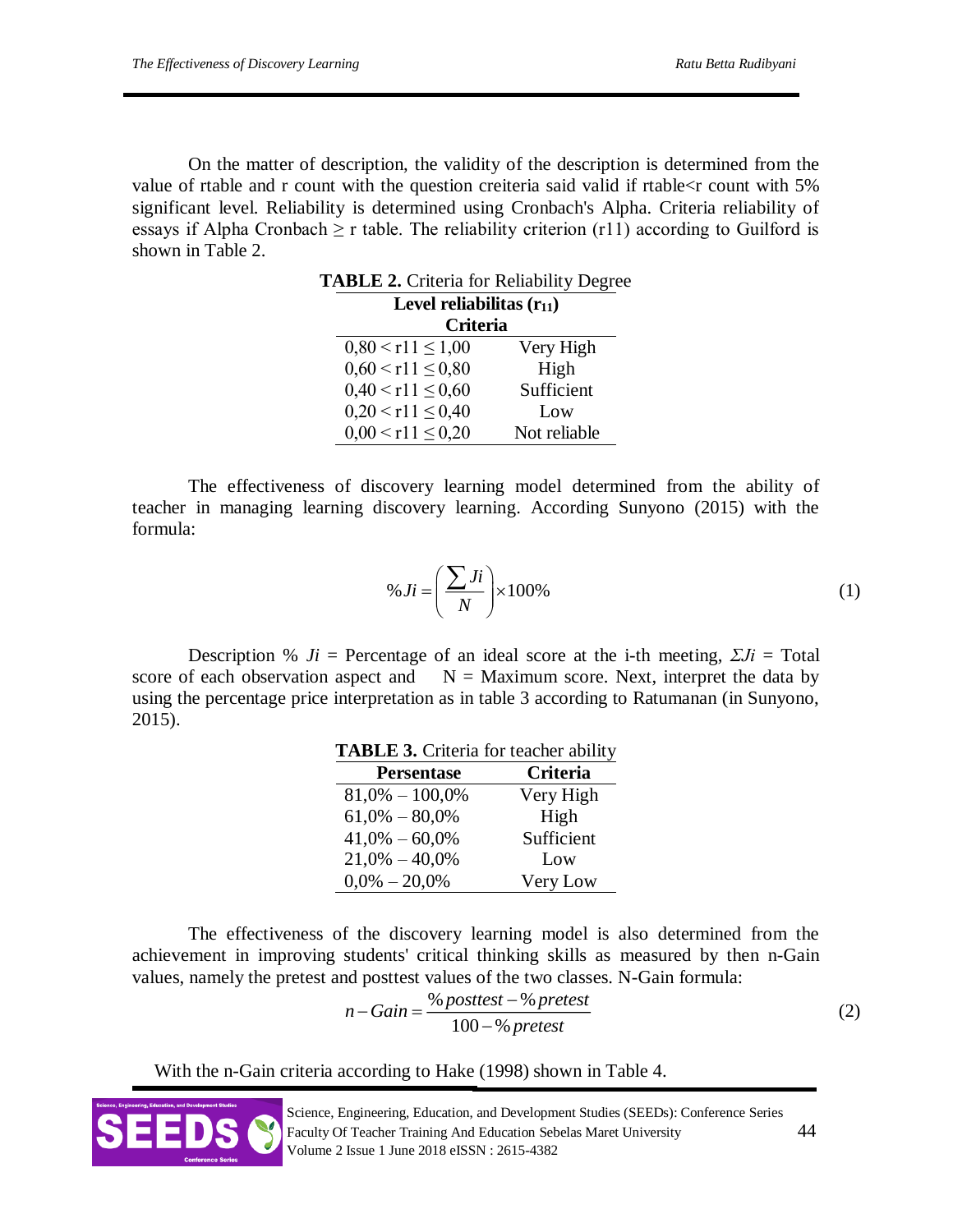On the matter of description, the validity of the description is determined from the value of rtable and r count with the question creiteria said valid if rtable<r count with 5% significant level. Reliability is determined using Cronbach's Alpha. Criteria reliability of essays if Alpha Cronbach ≥ r table. The reliability criterion (r11) according to Guilford is shown in Table 2.

**TABLE 2.** Criteria for Reliability Degree

| **Level reliabilitas ($r_{11}$)** | **Criteria** |
|---|---|
| $0,80 < r11 \leq 1,00$ | Very High |
| $0,60 < r11 \leq 0,80$ | High |
| $0,40 < r11 \leq 0,60$ | Sufficient |
| $0,20 < r11 \leq 0,40$ | Low |
| $0,00 < r11 \leq 0,20$ | Not reliable |

The effectiveness of discovery learning model determined from the ability of teacher in managing learning discovery learning. According Sunyono (2015) with the formula:

$$\% Ji = \left( \frac{\sum Ji}{N} \right) \times 100\% \tag{1}$$

Description % $Ji$ = Percentage of an ideal score at the i-th meeting, $\Sigma Ji$ = Total score of each observation aspect and N = Maximum score. Next, interpret the data by using the percentage price interpretation as in table 3 according to Ratumanan (in Sunyono, 2015).

**TABLE 3.** Criteria for teacher ability

| **Persentase** | **Criteria** |
|---|---|
| 81,0% – 100,0% | Very High |
| 61,0% – 80,0% | High |
| 41,0% – 60,0% | Sufficient |
| 21,0% – 40,0% | Low |
| 0,0% – 20,0% | Very Low |

The effectiveness of the discovery learning model is also determined from the achievement in improving students' critical thinking skills as measured by then n-Gain values, namely the pretest and posttest values of the two classes. N-Gain formula:

$$n - Gain = \frac{\% posttest - \% pretest}{100 - \% pretest} \tag{2}$$

With the n-Gain criteria according to Hake (1998) shown in Table 4.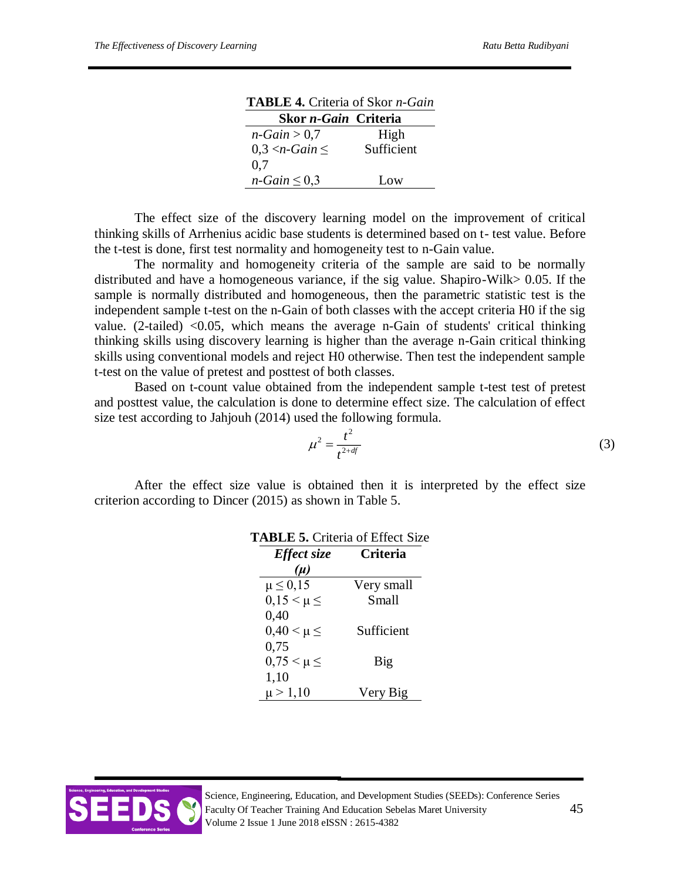**TABLE 4.** Criteria of Skor *n-Gain*

| Skor *n-Gain* | Criteria |
|---|---|
| *n-Gain* > 0,7 | High |
| 0,3 <*n-Gain* ≤ 0,7 | Sufficient |
| *n-Gain* ≤ 0,3 | Low |

The effect size of the discovery learning model on the improvement of critical thinking skills of Arrhenius acidic base students is determined based on t- test value. Before the t-test is done, first test normality and homogeneity test to n-Gain value.

The normality and homogeneity criteria of the sample are said to be normally distributed and have a homogeneous variance, if the sig value. Shapiro-Wilk> 0.05. If the sample is normally distributed and homogeneous, then the parametric statistic test is the independent sample t-test on the n-Gain of both classes with the accept criteria H0 if the sig value. (2-tailed) <0.05, which means the average n-Gain of students' critical thinking thinking skills using discovery learning is higher than the average n-Gain critical thinking skills using conventional models and reject H0 otherwise. Then test the independent sample t-test on the value of pretest and posttest of both classes.

Based on t-count value obtained from the independent sample t-test test of pretest and posttest value, the calculation is done to determine effect size. The calculation of effect size test according to Jahjouh (2014) used the following formula.

$$\mu^2 = \frac{t^2}{t^{2+df}} \tag{3}$$

After the effect size value is obtained then it is interpreted by the effect size criterion according to Dincer (2015) as shown in Table 5.

**TABLE 5.** Criteria of Effect Size

| *Effect size (μ)* | Criteria |
|---|---|
| μ ≤ 0,15 | Very small |
| 0,15 < μ ≤ 0,40 | Small |
| 0,40 < μ ≤ 0,75 | Sufficient |
| 0,75 < μ ≤ 1,10 | Big |
| μ > 1,10 | Very Big |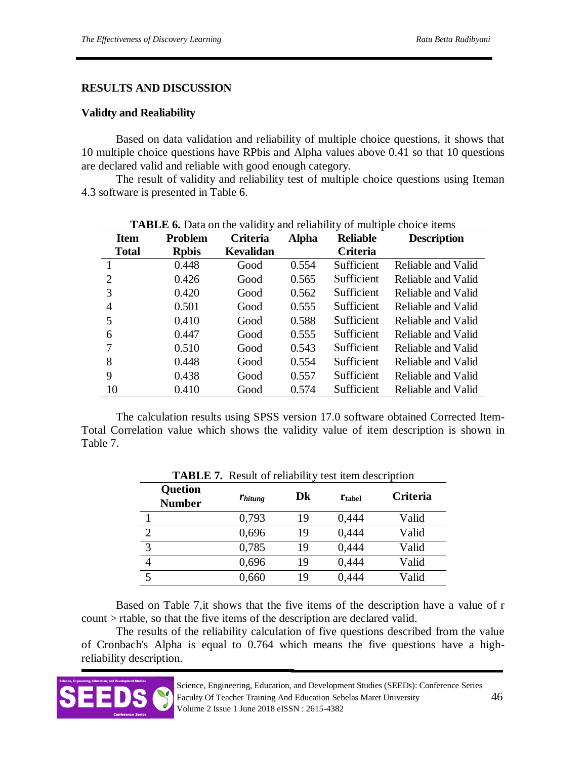## RESULTS AND DISCUSSION

### Validty and Realiability

Based on data validation and reliability of multiple choice questions, it shows that 10 multiple choice questions have RPbis and Alpha values above 0.41 so that 10 questions are declared valid and reliable with good enough category.

The result of validity and reliability test of multiple choice questions using Iteman 4.3 software is presented in Table 6.

**TABLE 6.** Data on the validity and reliability of multiple choice items

| Item Total | Problem Rpbis | Criteria Kevalidan | Alpha | Reliable Criteria | Description |
|---|---|---|---|---|---|
| 1 | 0.448 | Good | 0.554 | Sufficient | Reliable and Valid |
| 2 | 0.426 | Good | 0.565 | Sufficient | Reliable and Valid |
| 3 | 0.420 | Good | 0.562 | Sufficient | Reliable and Valid |
| 4 | 0.501 | Good | 0.555 | Sufficient | Reliable and Valid |
| 5 | 0.410 | Good | 0.588 | Sufficient | Reliable and Valid |
| 6 | 0.447 | Good | 0.555 | Sufficient | Reliable and Valid |
| 7 | 0.510 | Good | 0.543 | Sufficient | Reliable and Valid |
| 8 | 0.448 | Good | 0.554 | Sufficient | Reliable and Valid |
| 9 | 0.438 | Good | 0.557 | Sufficient | Reliable and Valid |
| 10 | 0.410 | Good | 0.574 | Sufficient | Reliable and Valid |

The calculation results using SPSS version 17.0 software obtained Corrected Item-Total Correlation value which shows the validity value of item description is shown in Table 7.

**TABLE 7.** Result of reliability test item description

| Quetion Number | $r_{hitung}$ | Dk | $r_{tabel}$ | Criteria |
|---|---|---|---|---|
| 1 | 0,793 | 19 | 0,444 | Valid |
| 2 | 0,696 | 19 | 0,444 | Valid |
| 3 | 0,785 | 19 | 0,444 | Valid |
| 4 | 0,696 | 19 | 0,444 | Valid |
| 5 | 0,660 | 19 | 0,444 | Valid |

Based on Table 7,it shows that the five items of the description have a value of r count > rtable, so that the five items of the description are declared valid.

The results of the reliability calculation of five questions described from the value of Cronbach's Alpha is equal to 0.764 which means the five questions have a high-reliability description.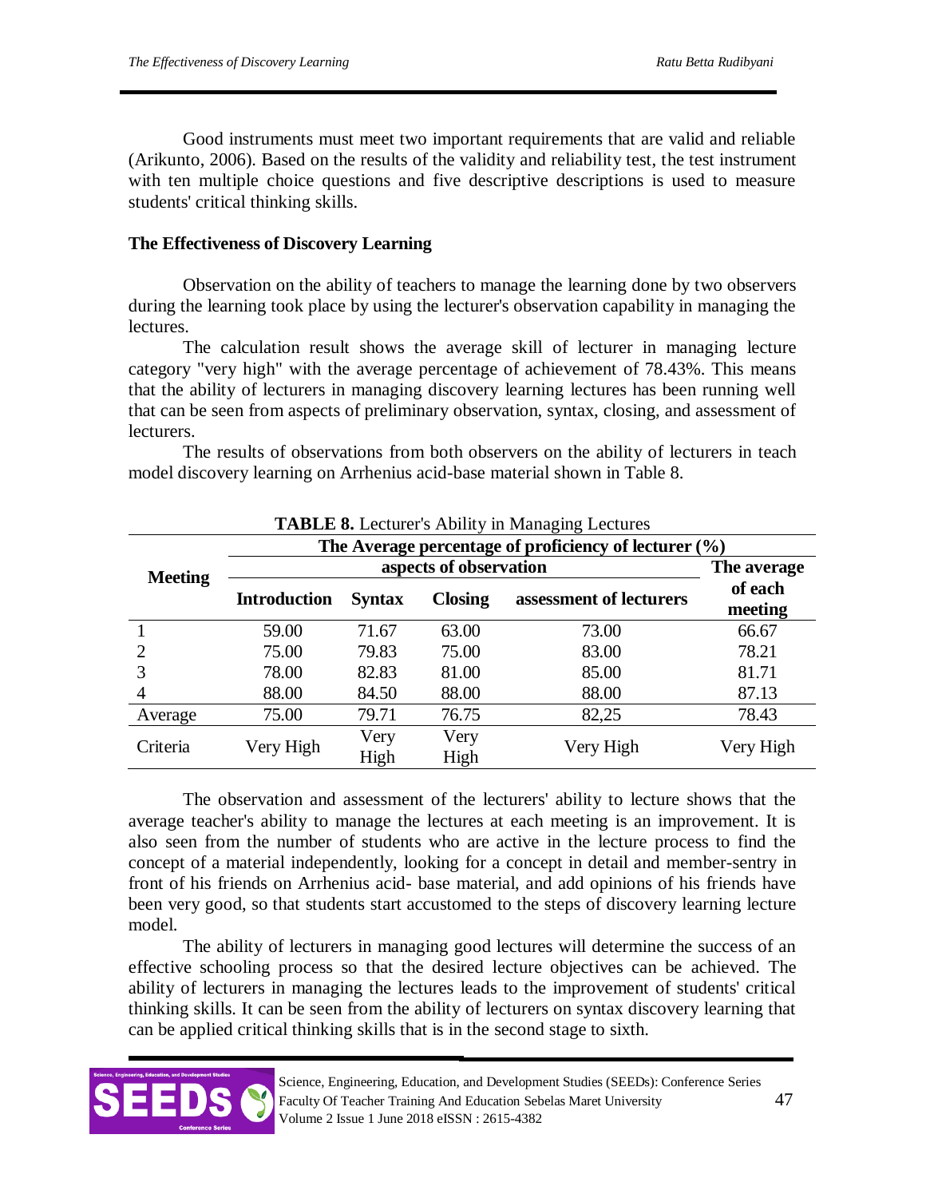Good instruments must meet two important requirements that are valid and reliable (Arikunto, 2006). Based on the results of the validity and reliability test, the test instrument with ten multiple choice questions and five descriptive descriptions is used to measure students' critical thinking skills.

**The Effectiveness of Discovery Learning**

Observation on the ability of teachers to manage the learning done by two observers during the learning took place by using the lecturer's observation capability in managing the lectures.

The calculation result shows the average skill of lecturer in managing lecture category "very high" with the average percentage of achievement of 78.43%. This means that the ability of lecturers in managing discovery learning lectures has been running well that can be seen from aspects of preliminary observation, syntax, closing, and assessment of lecturers.

The results of observations from both observers on the ability of lecturers in teach model discovery learning on Arrhenius acid-base material shown in Table 8.

**TABLE 8.** Lecturer's Ability in Managing Lectures

| Meeting | The Average percentage of proficiency of lecturer (%) | | | | |
|---|---|---|---|---|---|
| | aspects of observation | | | | The average of each meeting |
| | **Introduction** | **Syntax** | **Closing** | **assessment of lecturers** | |
| 1 | 59.00 | 71.67 | 63.00 | 73.00 | 66.67 |
| 2 | 75.00 | 79.83 | 75.00 | 83.00 | 78.21 |
| 3 | 78.00 | 82.83 | 81.00 | 85.00 | 81.71 |
| 4 | 88.00 | 84.50 | 88.00 | 88.00 | 87.13 |
| Average | 75.00 | 79.71 | 76.75 | 82,25 | 78.43 |
| Criteria | Very High | Very High | Very High | Very High | Very High |

The observation and assessment of the lecturers' ability to lecture shows that the average teacher's ability to manage the lectures at each meeting is an improvement. It is also seen from the number of students who are active in the lecture process to find the concept of a material independently, looking for a concept in detail and member-sentry in front of his friends on Arrhenius acid- base material, and add opinions of his friends have been very good, so that students start accustomed to the steps of discovery learning lecture model.

The ability of lecturers in managing good lectures will determine the success of an effective schooling process so that the desired lecture objectives can be achieved. The ability of lecturers in managing the lectures leads to the improvement of students' critical thinking skills. It can be seen from the ability of lecturers on syntax discovery learning that can be applied critical thinking skills that is in the second stage to sixth.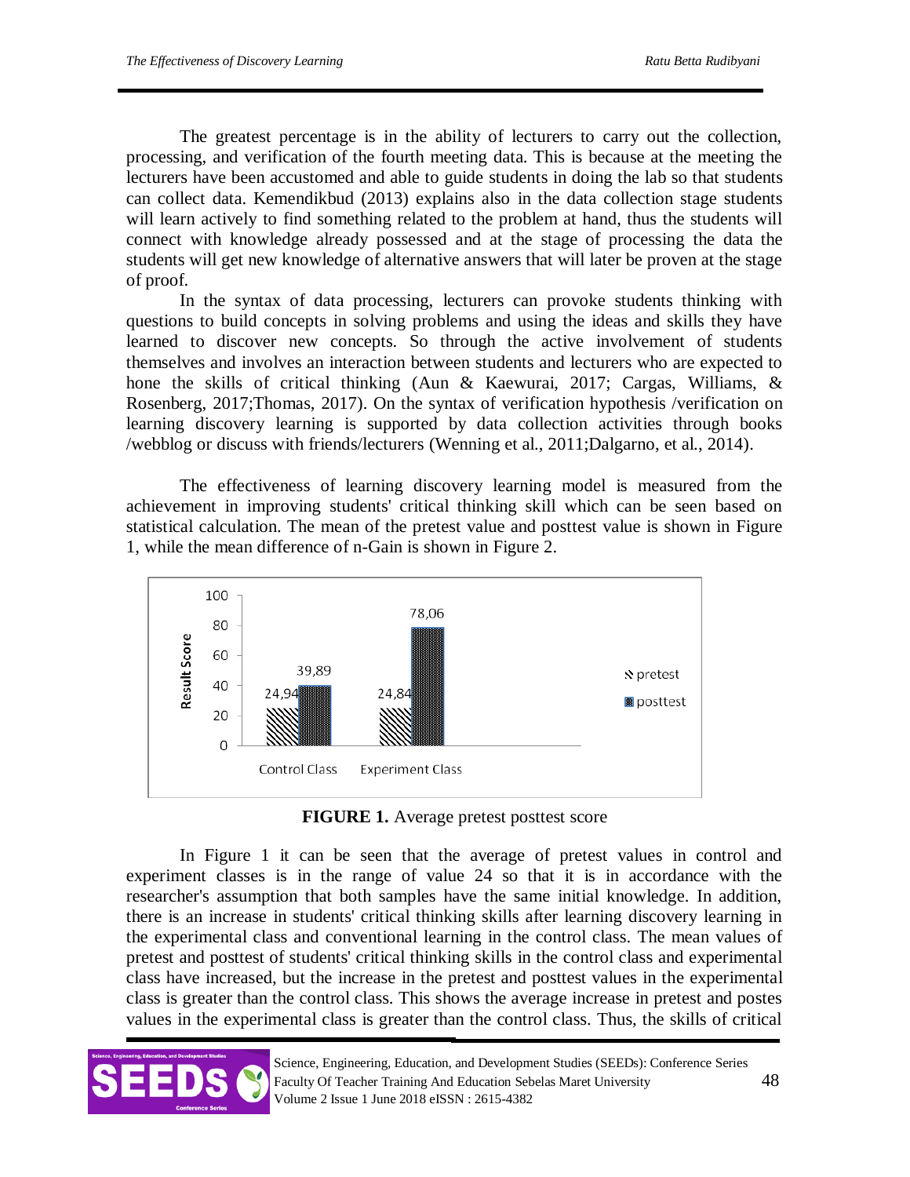The greatest percentage is in the ability of lecturers to carry out the collection, processing, and verification of the fourth meeting data. This is because at the meeting the lecturers have been accustomed and able to guide students in doing the lab so that students can collect data. Kemendikbud (2013) explains also in the data collection stage students will learn actively to find something related to the problem at hand, thus the students will connect with knowledge already possessed and at the stage of processing the data the students will get new knowledge of alternative answers that will later be proven at the stage of proof.

In the syntax of data processing, lecturers can provoke students thinking with questions to build concepts in solving problems and using the ideas and skills they have learned to discover new concepts. So through the active involvement of students themselves and involves an interaction between students and lecturers who are expected to hone the skills of critical thinking (Aun & Kaewurai, 2017; Cargas, Williams, & Rosenberg, 2017;Thomas, 2017). On the syntax of verification hypothesis /verification on learning discovery learning is supported by data collection activities through books /webblog or discuss with friends/lecturers (Wenning et al., 2011;Dalgarno, et al., 2014).

The effectiveness of learning discovery learning model is measured from the achievement in improving students' critical thinking skill which can be seen based on statistical calculation. The mean of the pretest value and posttest value is shown in Figure 1, while the mean difference of n-Gain is shown in Figure 2.

| | pretest | posttest |
|---|---|---|
| Control Class | 24,94 | 39,89 |
| Experiment Class | 24,84 | 78,06 |

**FIGURE 1.** Average pretest posttest score

In Figure 1 it can be seen that the average of pretest values in control and experiment classes is in the range of value 24 so that it is in accordance with the researcher's assumption that both samples have the same initial knowledge. In addition, there is an increase in students' critical thinking skills after learning discovery learning in the experimental class and conventional learning in the control class. The mean values of pretest and posttest of students' critical thinking skills in the control class and experimental class have increased, but the increase in the pretest and posttest values in the experimental class is greater than the control class. This shows the average increase in pretest and postes values in the experimental class is greater than the control class. Thus, the skills of critical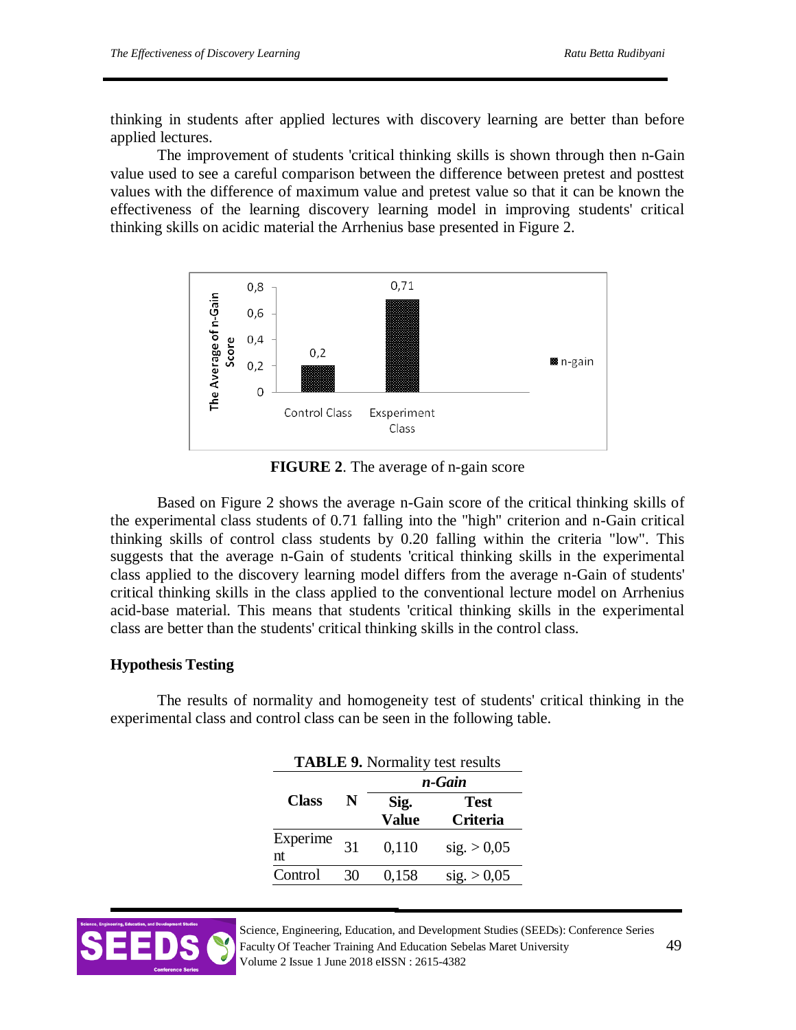thinking in students after applied lectures with discovery learning are better than before applied lectures.

The improvement of students 'critical thinking skills is shown through then n-Gain value used to see a careful comparison between the difference between pretest and posttest values with the difference of maximum value and pretest value so that it can be known the effectiveness of the learning discovery learning model in improving students' critical thinking skills on acidic material the Arrhenius base presented in Figure 2.

**FIGURE 2**. The average of n-gain score

Based on Figure 2 shows the average n-Gain score of the critical thinking skills of the experimental class students of 0.71 falling into the "high" criterion and n-Gain critical thinking skills of control class students by 0.20 falling within the criteria "low". This suggests that the average n-Gain of students 'critical thinking skills in the experimental class applied to the discovery learning model differs from the average n-Gain of students' critical thinking skills in the class applied to the conventional lecture model on Arrhenius acid-base material. This means that students 'critical thinking skills in the experimental class are better than the students' critical thinking skills in the control class.

## Hypothesis Testing

The results of normality and homogeneity test of students' critical thinking in the experimental class and control class can be seen in the following table.

**TABLE 9.** Normality test results

| Class | N | *n-Gain* | |
|---|---|---|---|
| | | **Sig. Value** | **Test Criteria** |
| Experiment | 31 | 0,110 | sig. > 0,05 |
| Control | 30 | 0,158 | sig. > 0,05 |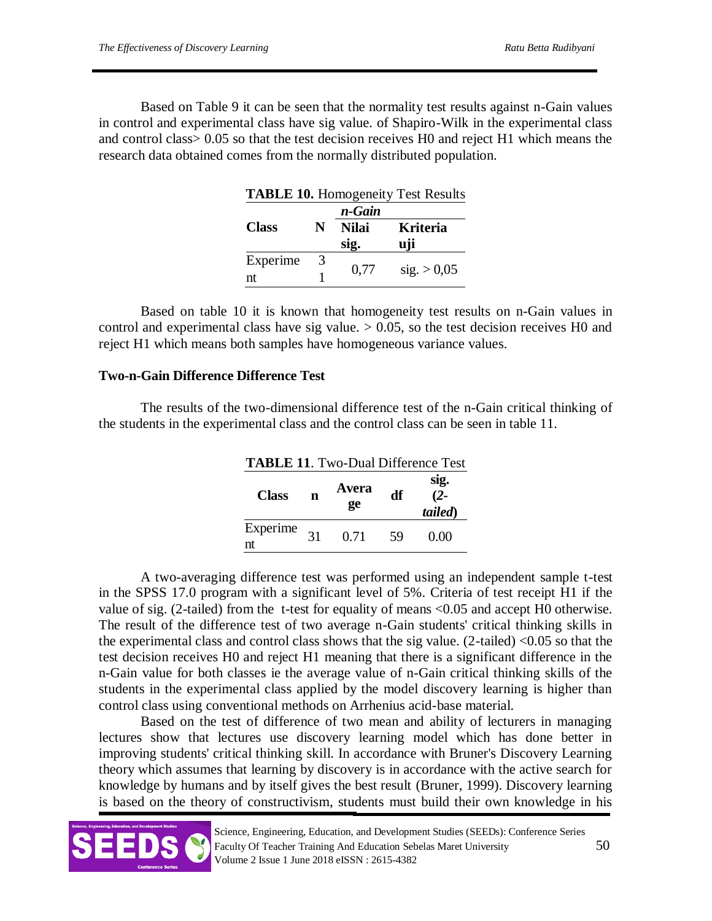Based on Table 9 it can be seen that the normality test results against n-Gain values in control and experimental class have sig value. of Shapiro-Wilk in the experimental class and control class> 0.05 so that the test decision receives H0 and reject H1 which means the research data obtained comes from the normally distributed population.

**TABLE 10.** Homogeneity Test Results

| Class | N | *n-Gain* | |
|---|---|---|---|
| | | **Nilai sig.** | **Kriteria uji** |
| Experiment | 31 | 0,77 | sig. > 0,05 |

Based on table 10 it is known that homogeneity test results on n-Gain values in control and experimental class have sig value. > 0.05, so the test decision receives H0 and reject H1 which means both samples have homogeneous variance values.

**Two-n-Gain Difference Difference Test**

The results of the two-dimensional difference test of the n-Gain critical thinking of the students in the experimental class and the control class can be seen in table 11.

**TABLE 11**. Two-Dual Difference Test

| Class | n | Average | df | sig. (*2-tailed*) |
|---|---|---|---|---|
| Experiment | 31 | 0.71 | 59 | 0.00 |

A two-averaging difference test was performed using an independent sample t-test in the SPSS 17.0 program with a significant level of 5%. Criteria of test receipt H1 if the value of sig. (2-tailed) from the t-test for equality of means <0.05 and accept H0 otherwise. The result of the difference test of two average n-Gain students' critical thinking skills in the experimental class and control class shows that the sig value. (2-tailed) <0.05 so that the test decision receives H0 and reject H1 meaning that there is a significant difference in the n-Gain value for both classes ie the average value of n-Gain critical thinking skills of the students in the experimental class applied by the model discovery learning is higher than control class using conventional methods on Arrhenius acid-base material.

Based on the test of difference of two mean and ability of lecturers in managing lectures show that lectures use discovery learning model which has done better in improving students' critical thinking skill. In accordance with Bruner's Discovery Learning theory which assumes that learning by discovery is in accordance with the active search for knowledge by humans and by itself gives the best result (Bruner, 1999). Discovery learning is based on the theory of constructivism, students must build their own knowledge in his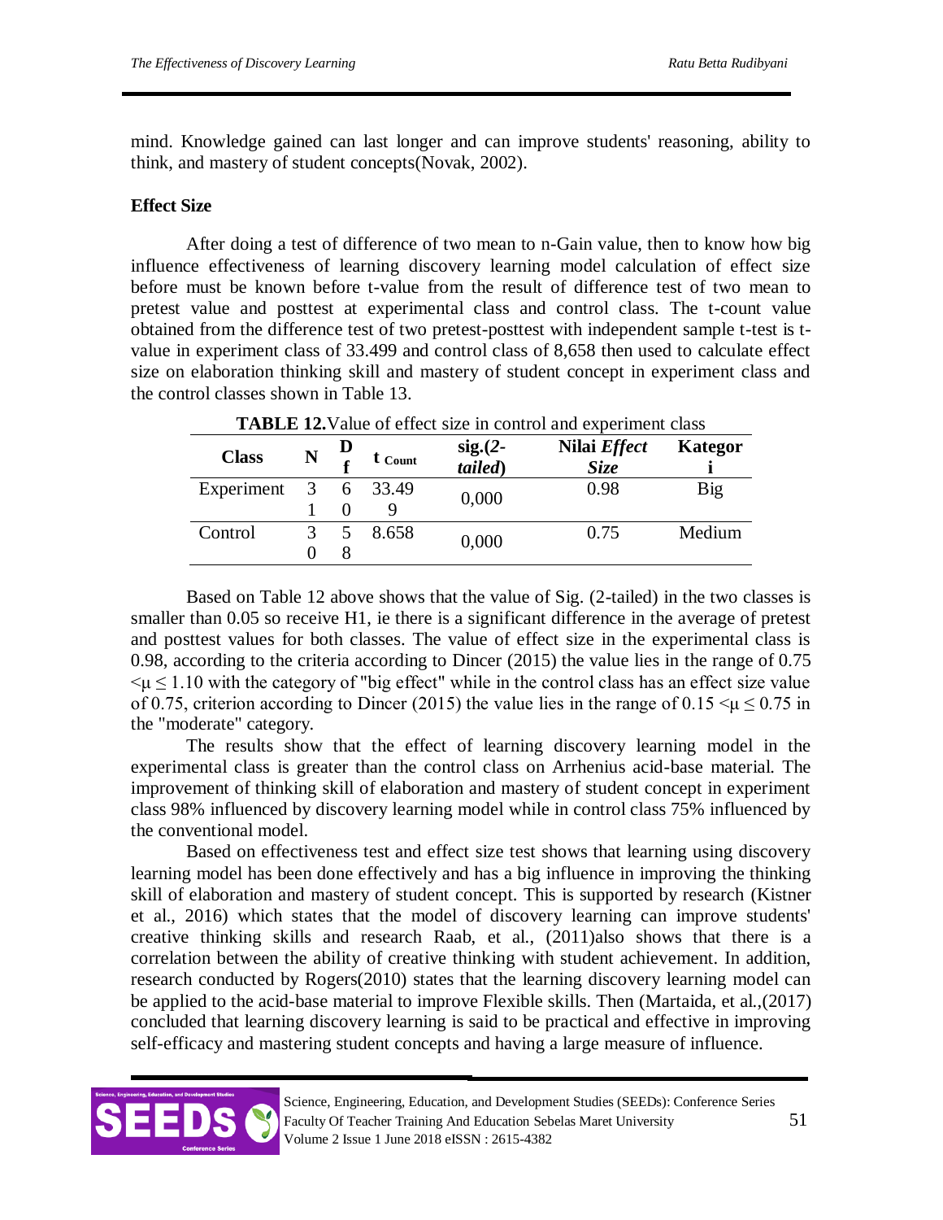mind. Knowledge gained can last longer and can improve students' reasoning, ability to think, and mastery of student concepts(Novak, 2002).

## Effect Size

After doing a test of difference of two mean to n-Gain value, then to know how big influence effectiveness of learning discovery learning model calculation of effect size before must be known before t-value from the result of difference test of two mean to pretest value and posttest at experimental class and control class. The t-count value obtained from the difference test of two pretest-posttest with independent sample t-test is t-value in experiment class of 33.499 and control class of 8,658 then used to calculate effect size on elaboration thinking skill and mastery of student concept in experiment class and the control classes shown in Table 13.

**TABLE 12.** Value of effect size in control and experiment class

| Class | N | Df | $t_{Count}$ | sig.(*2-tailed*) | Nilai *Effect Size* | Kategori |
|---|---|---|---|---|---|---|
| Experiment | 31 | 60 | 33.499 | 0,000 | 0.98 | Big |
| Control | 30 | 58 | 8.658 | 0,000 | 0.75 | Medium |

Based on Table 12 above shows that the value of Sig. (2-tailed) in the two classes is smaller than 0.05 so receive H1, ie there is a significant difference in the average of pretest and posttest values for both classes. The value of effect size in the experimental class is 0.98, according to the criteria according to Dincer (2015) the value lies in the range of $0.75 < \mu \leq 1.10$ with the category of "big effect" while in the control class has an effect size value of 0.75, criterion according to Dincer (2015) the value lies in the range of $0.15 < \mu \leq 0.75$ in the "moderate" category.

The results show that the effect of learning discovery learning model in the experimental class is greater than the control class on Arrhenius acid-base material. The improvement of thinking skill of elaboration and mastery of student concept in experiment class 98% influenced by discovery learning model while in control class 75% influenced by the conventional model.

Based on effectiveness test and effect size test shows that learning using discovery learning model has been done effectively and has a big influence in improving the thinking skill of elaboration and mastery of student concept. This is supported by research (Kistner et al., 2016) which states that the model of discovery learning can improve students' creative thinking skills and research Raab, et al., (2011)also shows that there is a correlation between the ability of creative thinking with student achievement. In addition, research conducted by Rogers(2010) states that the learning discovery learning model can be applied to the acid-base material to improve Flexible skills. Then (Martaida, et al.,(2017) concluded that learning discovery learning is said to be practical and effective in improving self-efficacy and mastering student concepts and having a large measure of influence.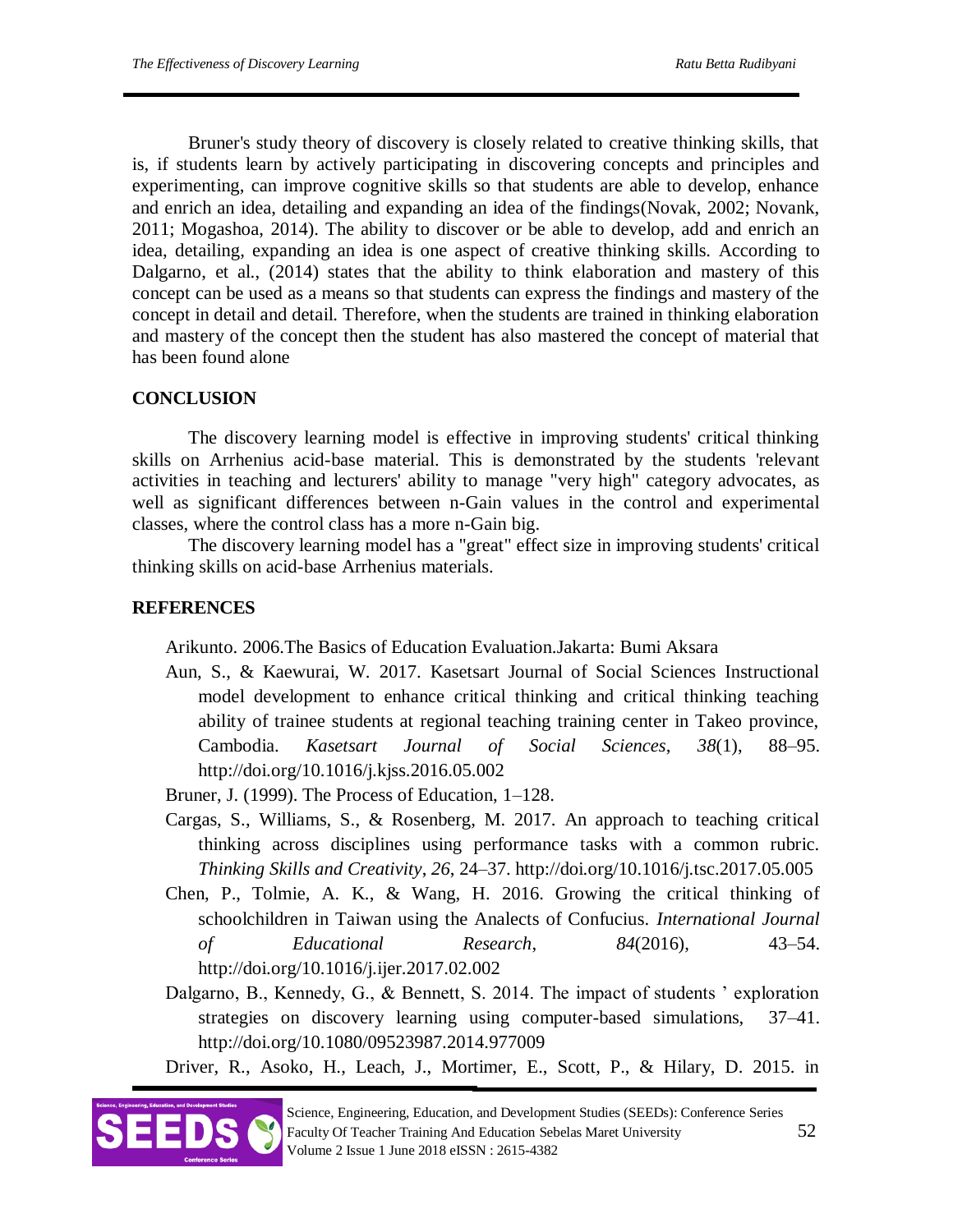Bruner's study theory of discovery is closely related to creative thinking skills, that is, if students learn by actively participating in discovering concepts and principles and experimenting, can improve cognitive skills so that students are able to develop, enhance and enrich an idea, detailing and expanding an idea of the findings(Novak, 2002; Novank, 2011; Mogashoa, 2014). The ability to discover or be able to develop, add and enrich an idea, detailing, expanding an idea is one aspect of creative thinking skills. According to Dalgarno, et al., (2014) states that the ability to think elaboration and mastery of this concept can be used as a means so that students can express the findings and mastery of the concept in detail and detail. Therefore, when the students are trained in thinking elaboration and mastery of the concept then the student has also mastered the concept of material that has been found alone

## CONCLUSION

The discovery learning model is effective in improving students' critical thinking skills on Arrhenius acid-base material. This is demonstrated by the students 'relevant activities in teaching and lecturers' ability to manage "very high" category advocates, as well as significant differences between n-Gain values in the control and experimental classes, where the control class has a more n-Gain big.

The discovery learning model has a "great" effect size in improving students' critical thinking skills on acid-base Arrhenius materials.

## REFERENCES

Arikunto. 2006.The Basics of Education Evaluation.Jakarta: Bumi Aksara

Aun, S., & Kaewurai, W. 2017. Kasetsart Journal of Social Sciences Instructional model development to enhance critical thinking and critical thinking teaching ability of trainee students at regional teaching training center in Takeo province, Cambodia. *Kasetsart Journal of Social Sciences*, *38*(1), 88–95. http://doi.org/10.1016/j.kjss.2016.05.002

Bruner, J. (1999). The Process of Education, 1–128.

Cargas, S., Williams, S., & Rosenberg, M. 2017. An approach to teaching critical thinking across disciplines using performance tasks with a common rubric. *Thinking Skills and Creativity*, *26*, 24–37. http://doi.org/10.1016/j.tsc.2017.05.005

Chen, P., Tolmie, A. K., & Wang, H. 2016. Growing the critical thinking of schoolchildren in Taiwan using the Analects of Confucius. *International Journal of Educational Research*, *84*(2016), 43–54. http://doi.org/10.1016/j.ijer.2017.02.002

Dalgarno, B., Kennedy, G., & Bennett, S. 2014. The impact of students ' exploration strategies on discovery learning using computer-based simulations, 37–41. http://doi.org/10.1080/09523987.2014.977009

Driver, R., Asoko, H., Leach, J., Mortimer, E., Scott, P., & Hilary, D. 2015. in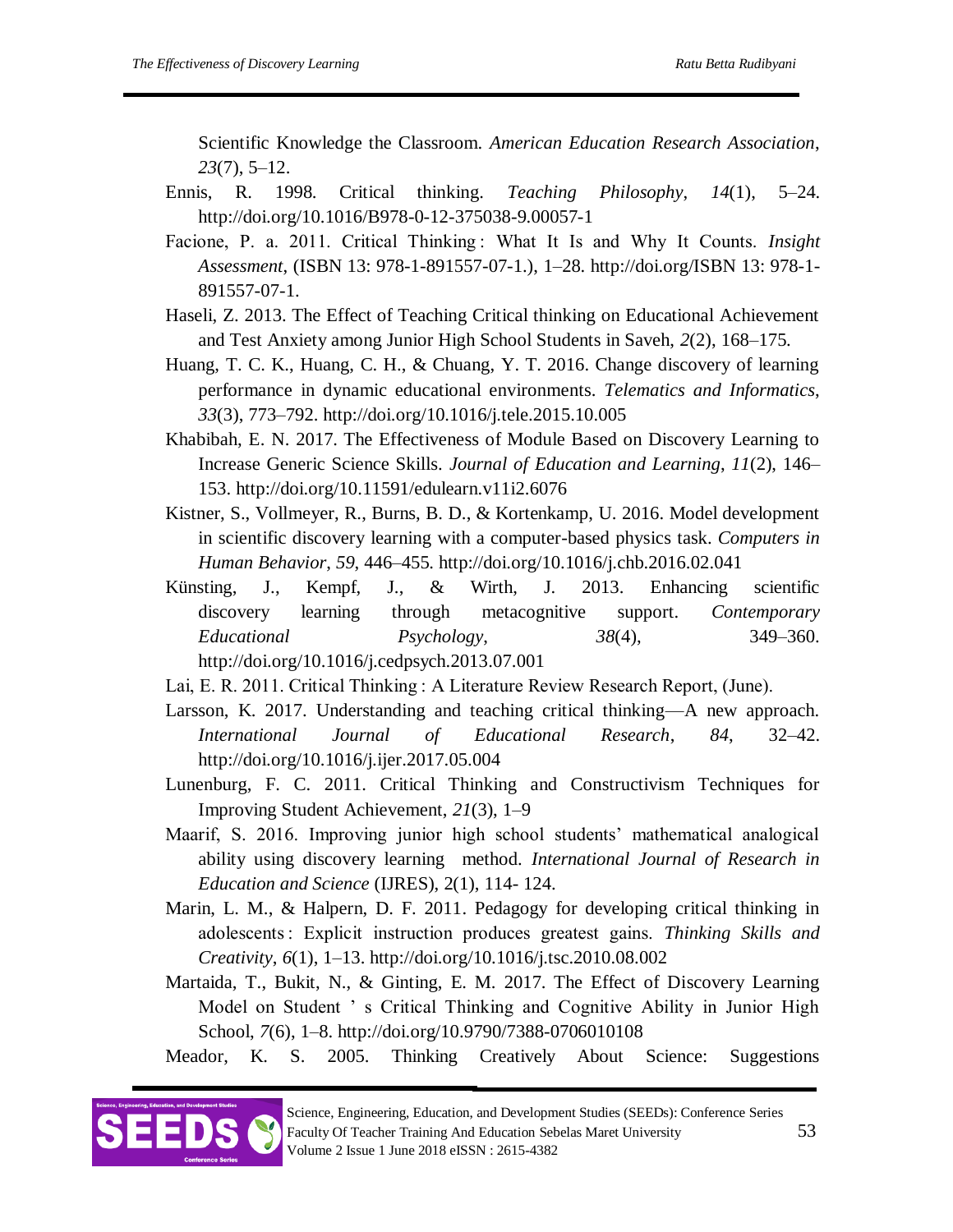Scientific Knowledge the Classroom. *American Education Research Association*, *23*(7), 5–12.

Ennis, R. 1998. Critical thinking. *Teaching Philosophy*, *14*(1), 5–24. http://doi.org/10.1016/B978-0-12-375038-9.00057-1

Facione, P. a. 2011. Critical Thinking : What It Is and Why It Counts. *Insight Assessment*, (ISBN 13: 978-1-891557-07-1.), 1–28. http://doi.org/ISBN 13: 978-1-891557-07-1.

Haseli, Z. 2013. The Effect of Teaching Critical thinking on Educational Achievement and Test Anxiety among Junior High School Students in Saveh, *2*(2), 168–175.

Huang, T. C. K., Huang, C. H., & Chuang, Y. T. 2016. Change discovery of learning performance in dynamic educational environments. *Telematics and Informatics*, *33*(3), 773–792. http://doi.org/10.1016/j.tele.2015.10.005

Khabibah, E. N. 2017. The Effectiveness of Module Based on Discovery Learning to Increase Generic Science Skills. *Journal of Education and Learning*, *11*(2), 146–153. http://doi.org/10.11591/edulearn.v11i2.6076

Kistner, S., Vollmeyer, R., Burns, B. D., & Kortenkamp, U. 2016. Model development in scientific discovery learning with a computer-based physics task. *Computers in Human Behavior*, *59*, 446–455. http://doi.org/10.1016/j.chb.2016.02.041

Künsting, J., Kempf, J., & Wirth, J. 2013. Enhancing scientific discovery learning through metacognitive support. *Contemporary Educational Psychology*, *38*(4), 349–360. http://doi.org/10.1016/j.cedpsych.2013.07.001

Lai, E. R. 2011. Critical Thinking : A Literature Review Research Report, (June).

Larsson, K. 2017. Understanding and teaching critical thinking—A new approach. *International Journal of Educational Research*, *84*, 32–42. http://doi.org/10.1016/j.ijer.2017.05.004

Lunenburg, F. C. 2011. Critical Thinking and Constructivism Techniques for Improving Student Achievement, *21*(3), 1–9

Maarif, S. 2016. Improving junior high school students' mathematical analogical ability using discovery learning method. *International Journal of Research in Education and Science* (IJRES), 2(1), 114- 124.

Marin, L. M., & Halpern, D. F. 2011. Pedagogy for developing critical thinking in adolescents : Explicit instruction produces greatest gains. *Thinking Skills and Creativity*, *6*(1), 1–13. http://doi.org/10.1016/j.tsc.2010.08.002

Martaida, T., Bukit, N., & Ginting, E. M. 2017. The Effect of Discovery Learning Model on Student ' s Critical Thinking and Cognitive Ability in Junior High School, *7*(6), 1–8. http://doi.org/10.9790/7388-0706010108

Meador, K. S. 2005. Thinking Creatively About Science: Suggestions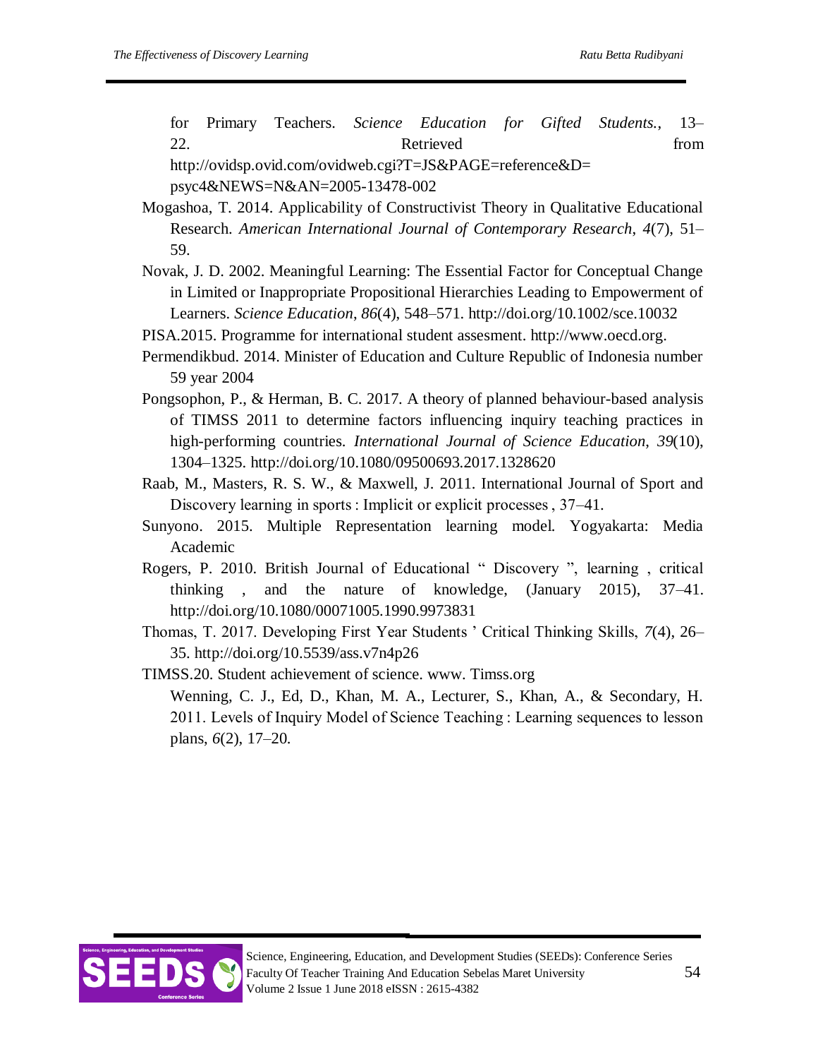for Primary Teachers. *Science Education for Gifted Students.*, 13–22. Retrieved from http://ovidsp.ovid.com/ovidweb.cgi?T=JS&PAGE=reference&D=psyc4&NEWS=N&AN=2005-13478-002

Mogashoa, T. 2014. Applicability of Constructivist Theory in Qualitative Educational Research. *American International Journal of Contemporary Research*, *4*(7), 51–59.

Novak, J. D. 2002. Meaningful Learning: The Essential Factor for Conceptual Change in Limited or Inappropriate Propositional Hierarchies Leading to Empowerment of Learners. *Science Education*, *86*(4), 548–571. http://doi.org/10.1002/sce.10032

PISA.2015. Programme for international student assesment. http://www.oecd.org.

Permendikbud. 2014. Minister of Education and Culture Republic of Indonesia number 59 year 2004

Pongsophon, P., & Herman, B. C. 2017. A theory of planned behaviour-based analysis of TIMSS 2011 to determine factors influencing inquiry teaching practices in high-performing countries. *International Journal of Science Education*, *39*(10), 1304–1325. http://doi.org/10.1080/09500693.2017.1328620

Raab, M., Masters, R. S. W., & Maxwell, J. 2011. International Journal of Sport and Discovery learning in sports : Implicit or explicit processes , 37–41.

Sunyono. 2015. Multiple Representation learning model. Yogyakarta: Media Academic

Rogers, P. 2010. British Journal of Educational " Discovery ", learning , critical thinking , and the nature of knowledge, (January 2015), 37–41. http://doi.org/10.1080/00071005.1990.9973831

Thomas, T. 2017. Developing First Year Students ' Critical Thinking Skills, *7*(4), 26–35. http://doi.org/10.5539/ass.v7n4p26

TIMSS.20. Student achievement of science. www. Timss.org

Wenning, C. J., Ed, D., Khan, M. A., Lecturer, S., Khan, A., & Secondary, H. 2011. Levels of Inquiry Model of Science Teaching : Learning sequences to lesson plans, *6*(2), 17–20.